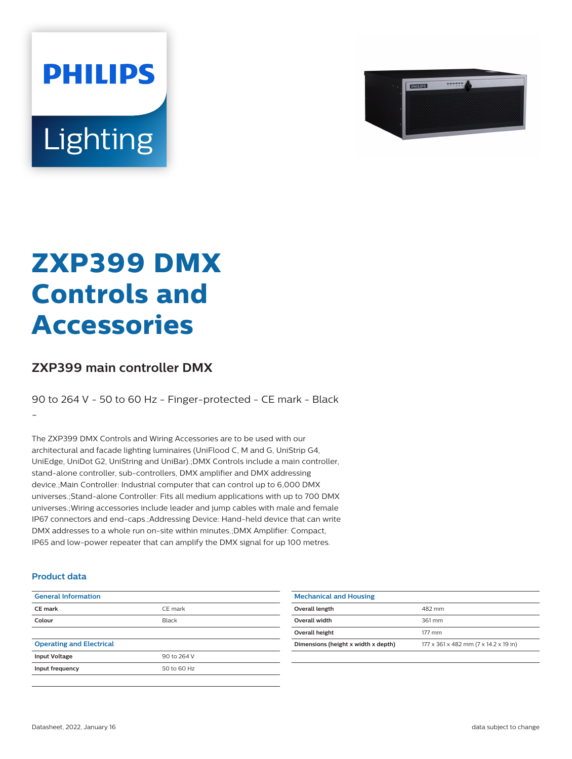PHILIPS

Lighting

# ZXP399 DMX Controls and Accessories

## ZXP399 main controller DMX

90 to 264 V - 50 to 60 Hz - Finger-protected - CE mark - Black -

The ZXP399 DMX Controls and Wiring Accessories are to be used with our architectural and facade lighting luminaires (UniFlood C, M and G, UniStrip G4, UniEdge, UniDot G2, UniString and UniBar).;DMX Controls include a main controller, stand-alone controller, sub-controllers, DMX amplifier and DMX addressing device.;Main Controller: Industrial computer that can control up to 6,000 DMX universes.;Stand-alone Controller: Fits all medium applications with up to 700 DMX universes.;Wiring accessories include leader and jump cables with male and female IP67 connectors and end-caps.;Addressing Device: Hand-held device that can write DMX addresses to a whole run on-site within minutes.;DMX Amplifier: Compact, IP65 and low-power repeater that can amplify the DMX signal for up 100 metres.

### Product data

| General Information | |
|---|---|
| CE mark | CE mark |
| Colour | Black |

| Operating and Electrical | |
|---|---|
| Input Voltage | 90 to 264 V |
| Input frequency | 50 to 60 Hz |

| Mechanical and Housing | |
|---|---|
| Overall length | 482 mm |
| Overall width | 361 mm |
| Overall height | 177 mm |
| Dimensions (height x width x depth) | 177 x 361 x 482 mm (7 x 14.2 x 19 in) |

Datasheet, 2022, January 16

data subject to change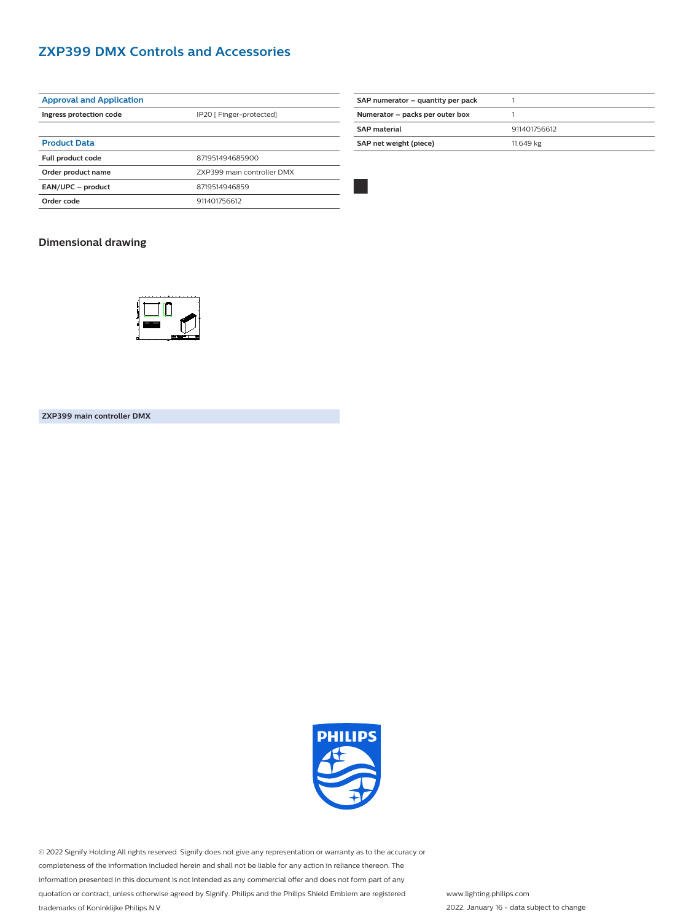# ZXP399 DMX Controls and Accessories

| Approval and Application | |
| --- | --- |
| Ingress protection code | IP20 [ Finger-protected] |

| Product Data | |
| --- | --- |
| Full product code | 871951494685900 |
| Order product name | ZXP399 main controller DMX |
| EAN/UPC – product | 8719514946859 |
| Order code | 911401756612 |

| | |
| --- | --- |
| SAP numerator – quantity per pack | 1 |
| Numerator – packs per outer box | 1 |
| SAP material | 911401756612 |
| SAP net weight (piece) | 11.649 kg |

## Dimensional drawing

**ZXP399 main controller DMX**

© 2022 Signify Holding All rights reserved. Signify does not give any representation or warranty as to the accuracy or completeness of the information included herein and shall not be liable for any action in reliance thereon. The information presented in this document is not intended as any commercial offer and does not form part of any quotation or contract, unless otherwise agreed by Signify. Philips and the Philips Shield Emblem are registered trademarks of Koninklijke Philips N.V.

www.lighting.philips.com

2022, January 16 - data subject to change